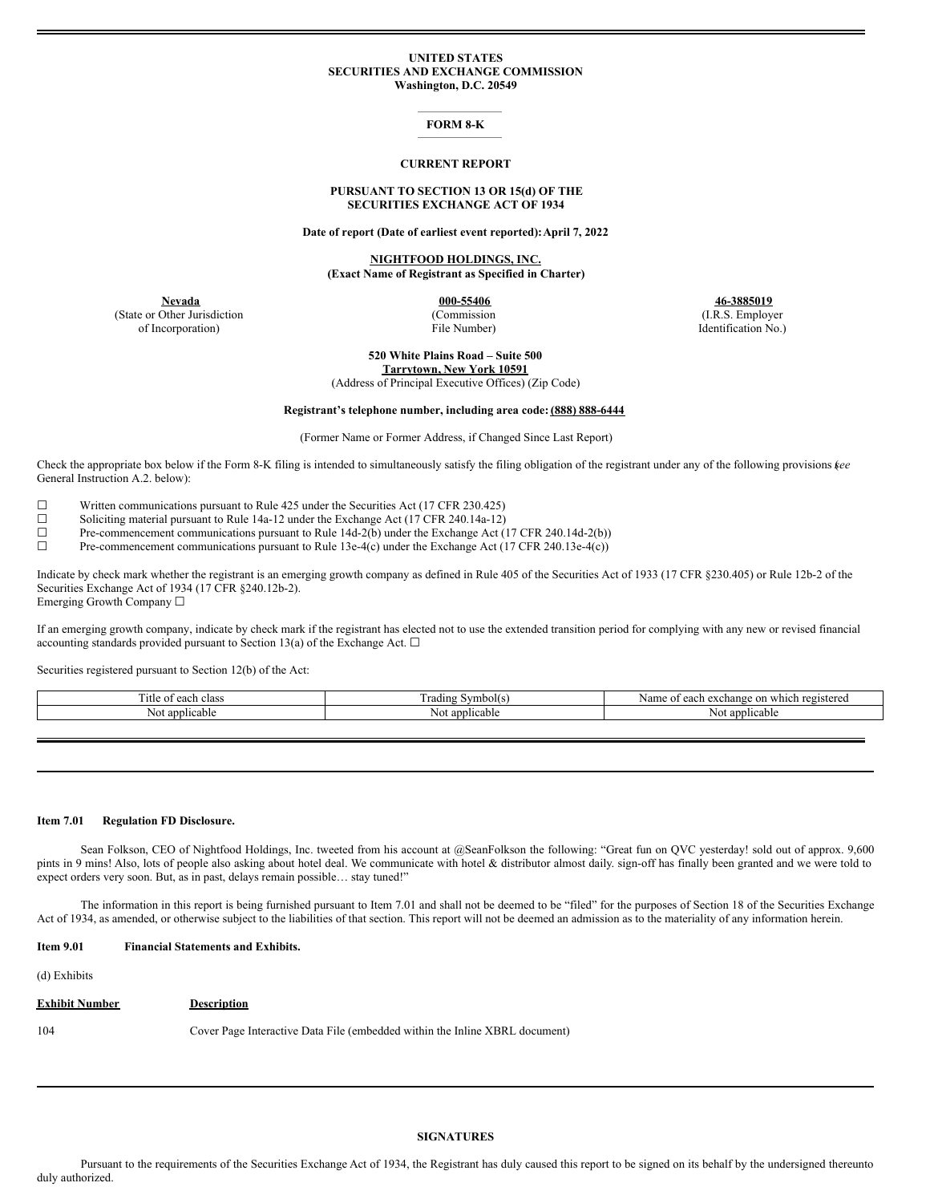**UNITED STATES**
**SECURITIES AND EXCHANGE COMMISSION**
**Washington, D.C. 20549**

**FORM 8-K**

**CURRENT REPORT**

**PURSUANT TO SECTION 13 OR 15(d) OF THE SECURITIES EXCHANGE ACT OF 1934**

**Date of report (Date of earliest event reported): April 7, 2022**

**NIGHTFOOD HOLDINGS, INC.**
**(Exact Name of Registrant as Specified in Charter)**

| **Nevada** | **000-55406** | **46-3885019** |
|---|---|---|
| (State or Other Jurisdiction of Incorporation) | (Commission File Number) | (I.R.S. Employer Identification No.) |

**520 White Plains Road – Suite 500**
**Tarrytown, New York 10591**
(Address of Principal Executive Offices) (Zip Code)

**Registrant's telephone number, including area code: (888) 888-6444**

(Former Name or Former Address, if Changed Since Last Report)

Check the appropriate box below if the Form 8-K filing is intended to simultaneously satisfy the filing obligation of the registrant under any of the following provisions (*see* General Instruction A.2. below):

☐ Written communications pursuant to Rule 425 under the Securities Act (17 CFR 230.425)
☐ Soliciting material pursuant to Rule 14a-12 under the Exchange Act (17 CFR 240.14a-12)
☐ Pre-commencement communications pursuant to Rule 14d-2(b) under the Exchange Act (17 CFR 240.14d-2(b))
☐ Pre-commencement communications pursuant to Rule 13e-4(c) under the Exchange Act (17 CFR 240.13e-4(c))

Indicate by check mark whether the registrant is an emerging growth company as defined in Rule 405 of the Securities Act of 1933 (17 CFR §230.405) or Rule 12b-2 of the Securities Exchange Act of 1934 (17 CFR §240.12b-2).
Emerging Growth Company ☐

If an emerging growth company, indicate by check mark if the registrant has elected not to use the extended transition period for complying with any new or revised financial accounting standards provided pursuant to Section 13(a) of the Exchange Act. ☐

Securities registered pursuant to Section 12(b) of the Act:

| Title of each class | Trading Symbol(s) | Name of each exchange on which registered |
|---|---|---|
| Not applicable | Not applicable | Not applicable |

**Item 7.01 Regulation FD Disclosure.**

Sean Folkson, CEO of Nightfood Holdings, Inc. tweeted from his account at @SeanFolkson the following: "Great fun on QVC yesterday! sold out of approx. 9,600 pints in 9 mins! Also, lots of people also asking about hotel deal. We communicate with hotel & distributor almost daily. sign-off has finally been granted and we were told to expect orders very soon. But, as in past, delays remain possible… stay tuned!"

The information in this report is being furnished pursuant to Item 7.01 and shall not be deemed to be "filed" for the purposes of Section 18 of the Securities Exchange Act of 1934, as amended, or otherwise subject to the liabilities of that section. This report will not be deemed an admission as to the materiality of any information herein.

**Item 9.01 Financial Statements and Exhibits.**

(d) Exhibits

| Exhibit Number | Description |
|---|---|
| 104 | Cover Page Interactive Data File (embedded within the Inline XBRL document) |

**SIGNATURES**

Pursuant to the requirements of the Securities Exchange Act of 1934, the Registrant has duly caused this report to be signed on its behalf by the undersigned thereunto duly authorized.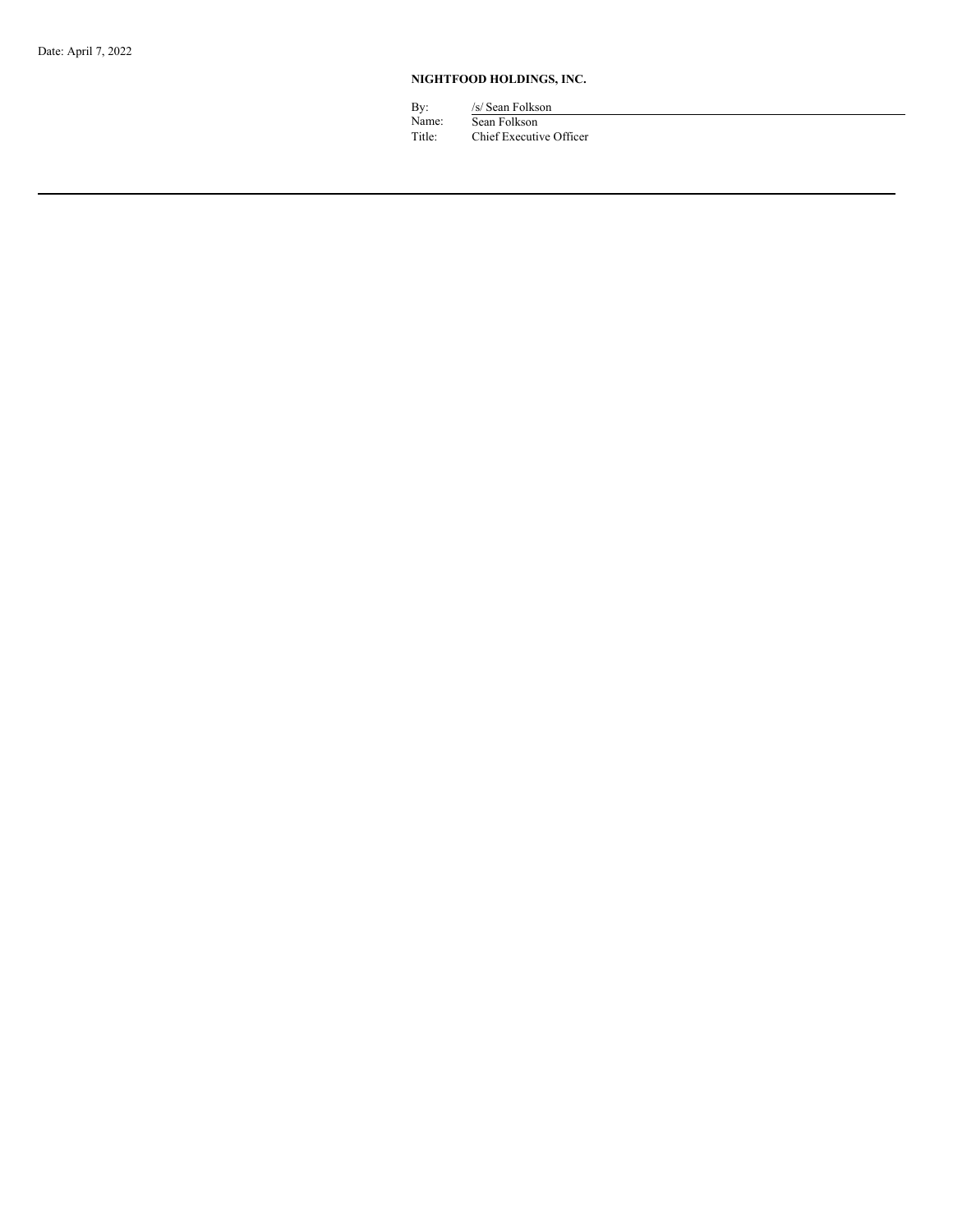Date: April 7, 2022

**NIGHTFOOD HOLDINGS, INC.**

| | |
|---|---|
| By: | /s/ Sean Folkson |
| Name: | Sean Folkson |
| Title: | Chief Executive Officer |